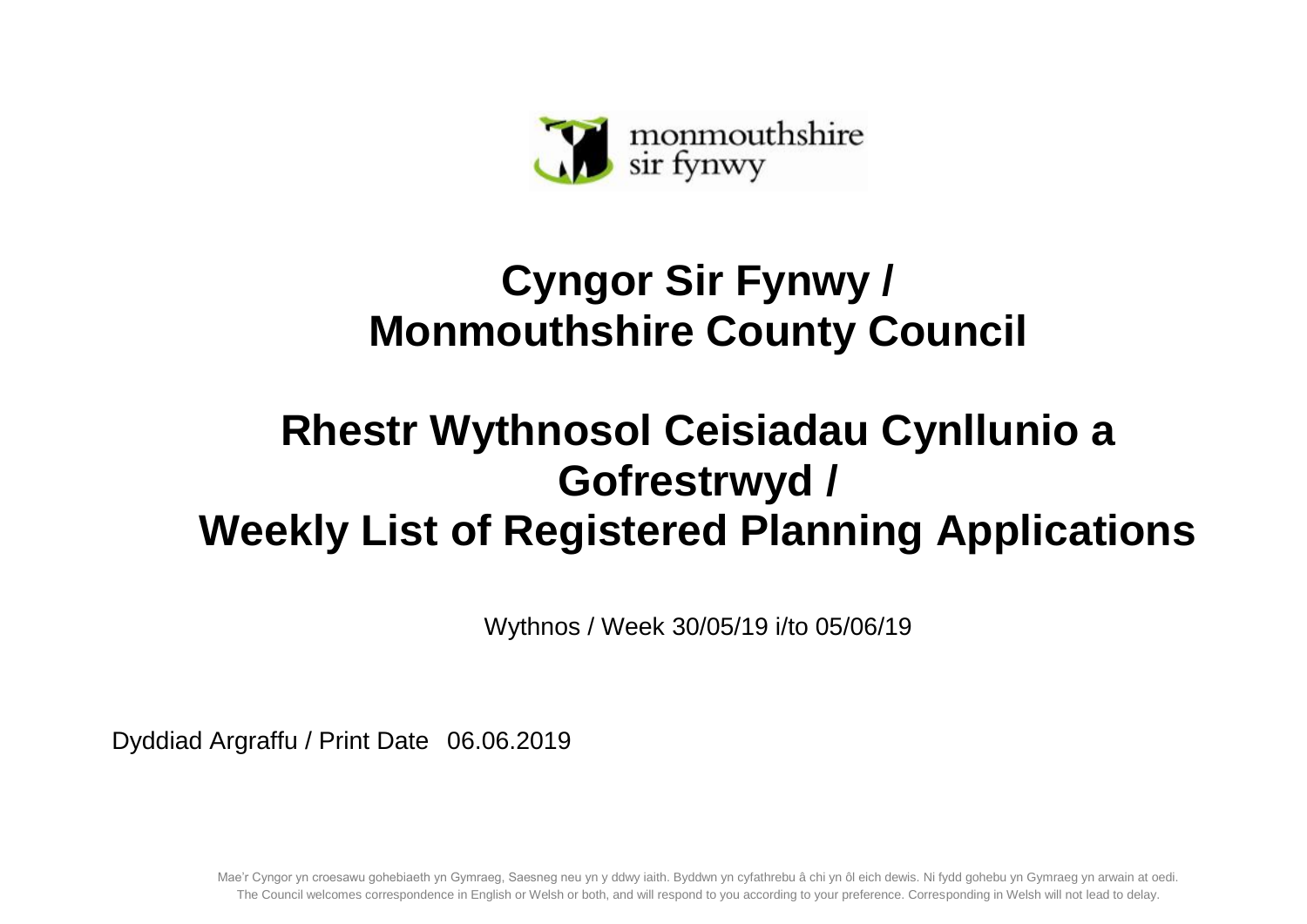monmouthshire
sir fynwy

# Cyngor Sir Fynwy / Monmouthshire County Council

# Rhestr Wythnosol Ceisiadau Cynllunio a Gofrestrwyd / Weekly List of Registered Planning Applications

Wythnos / Week 30/05/19 i/to 05/06/19

Dyddiad Argraffu / Print Date 06.06.2019

Mae'r Cyngor yn croesawu gohebiaeth yn Gymraeg, Saesneg neu yn y ddwy iaith. Byddwn yn cyfathrebu â chi yn ôl eich dewis. Ni fydd gohebu yn Gymraeg yn arwain at oedi.
The Council welcomes correspondence in English or Welsh or both, and will respond to you according to your preference. Corresponding in Welsh will not lead to delay.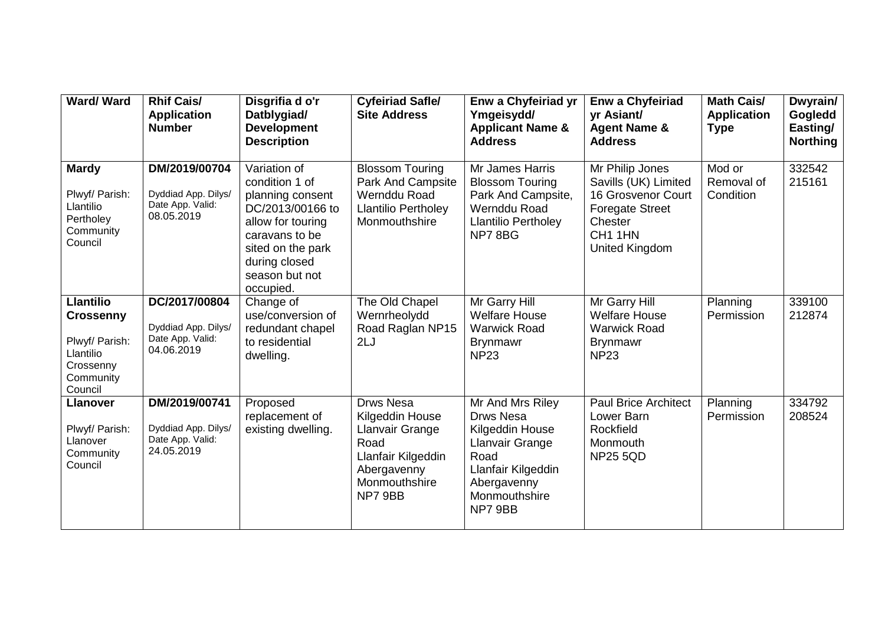| Ward/ Ward | Rhif Cais/ Application Number | Disgrifia d o'r Datblygiad/ Development Description | Cyfeiriad Safle/ Site Address | Enw a Chyfeiriad yr Ymgeisydd/ Applicant Name & Address | Enw a Chyfeiriad yr Asiant/ Agent Name & Address | Math Cais/ Application Type | Dwyrain/ Gogledd Easting/ Northing |
|---|---|---|---|---|---|---|---|
| **Mardy**<br><br>Plwyf/ Parish: Llantilio Pertholey Community Council | **DM/2019/00704**<br><br>Dyddiad App. Dilys/ Date App. Valid: 08.05.2019 | Variation of condition 1 of planning consent DC/2013/00166 to allow for touring caravans to be sited on the park during closed season but not occupied. | Blossom Touring Park And Campsite Wernddu Road Llantilio Pertholey Monmouthshire | Mr James Harris Blossom Touring Park And Campsite, Wernddu Road Llantilio Pertholey NP7 8BG | Mr Philip Jones Savills (UK) Limited 16 Grosvenor Court Foregate Street Chester CH1 1HN United Kingdom | Mod or Removal of Condition | 332542 215161 |
| **Llantilio Crossenny**<br><br>Plwyf/ Parish: Llantilio Crossenny Community Council | **DC/2017/00804**<br><br>Dyddiad App. Dilys/ Date App. Valid: 04.06.2019 | Change of use/conversion of redundant chapel to residential dwelling. | The Old Chapel Wernrheolydd Road Raglan NP15 2LJ | Mr Garry Hill Welfare House Warwick Road Brynmawr NP23 | Mr Garry Hill Welfare House Warwick Road Brynmawr NP23 | Planning Permission | 339100 212874 |
| **Llanover**<br><br>Plwyf/ Parish: Llanover Community Council | **DM/2019/00741**<br><br>Dyddiad App. Dilys/ Date App. Valid: 24.05.2019 | Proposed replacement of existing dwelling. | Drws Nesa Kilgeddin House Llanvair Grange Road Llanfair Kilgeddin Abergavenny Monmouthshire NP7 9BB | Mr And Mrs Riley Drws Nesa Kilgeddin House Llanvair Grange Road Llanfair Kilgeddin Abergavenny Monmouthshire NP7 9BB | Paul Brice Architect Lower Barn Rockfield Monmouth NP25 5QD | Planning Permission | 334792 208524 |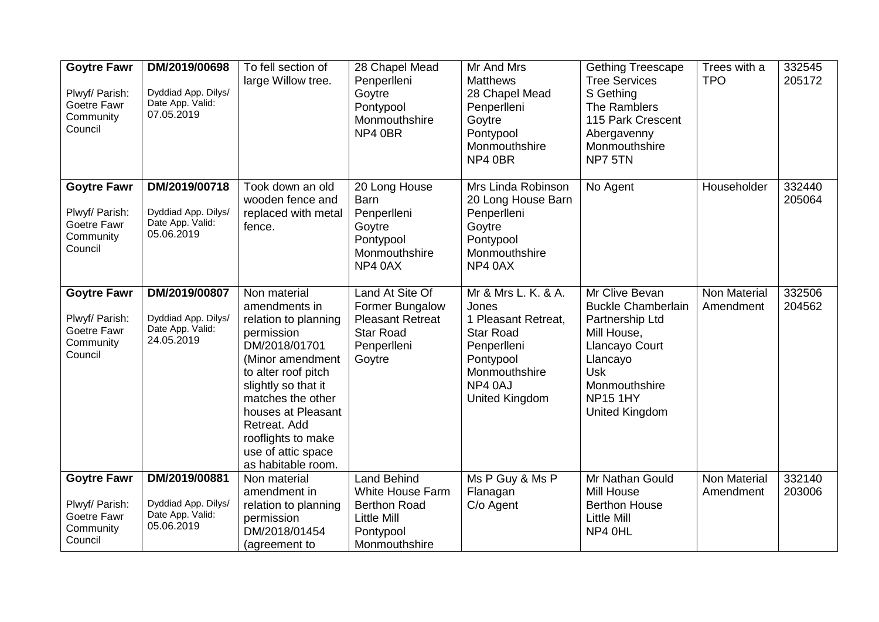| **Goytre Fawr**<br><br>Plwyf/ Parish: Goetre Fawr Community Council | **DM/2019/00698**<br><br>Dyddiad App. Dilys/ Date App. Valid: 07.05.2019 | To fell section of large Willow tree. | 28 Chapel Mead Penperlleni Goytre Pontypool Monmouthshire NP4 0BR | Mr And Mrs Matthews 28 Chapel Mead Penperlleni Goytre Pontypool Monmouthshire NP4 0BR | Gething Treescape Tree Services S Gething The Ramblers 115 Park Crescent Abergavenny Monmouthshire NP7 5TN | Trees with a TPO | 332545 205172 |
|---|---|---|---|---|---|---|---|
| **Goytre Fawr**<br><br>Plwyf/ Parish: Goetre Fawr Community Council | **DM/2019/00718**<br><br>Dyddiad App. Dilys/ Date App. Valid: 05.06.2019 | Took down an old wooden fence and replaced with metal fence. | 20 Long House Barn Penperlleni Goytre Pontypool Monmouthshire NP4 0AX | Mrs Linda Robinson 20 Long House Barn Penperlleni Goytre Pontypool Monmouthshire NP4 0AX | No Agent | Householder | 332440 205064 |
| **Goytre Fawr**<br><br>Plwyf/ Parish: Goetre Fawr Community Council | **DM/2019/00807**<br><br>Dyddiad App. Dilys/ Date App. Valid: 24.05.2019 | Non material amendments in relation to planning permission DM/2018/01701 (Minor amendment to alter roof pitch slightly so that it matches the other houses at Pleasant Retreat. Add rooflights to make use of attic space as habitable room. | Land At Site Of Former Bungalow Pleasant Retreat Star Road Penperlleni Goytre | Mr & Mrs L. K. & A. Jones 1 Pleasant Retreat, Star Road Penperlleni Pontypool Monmouthshire NP4 0AJ United Kingdom | Mr Clive Bevan Buckle Chamberlain Partnership Ltd Mill House, Llancayo Court Llancayo Usk Monmouthshire NP15 1HY United Kingdom | Non Material Amendment | 332506 204562 |
| **Goytre Fawr**<br><br>Plwyf/ Parish: Goetre Fawr Community Council | **DM/2019/00881**<br><br>Dyddiad App. Dilys/ Date App. Valid: 05.06.2019 | Non material amendment in relation to planning permission DM/2018/01454 (agreement to | Land Behind White House Farm Berthon Road Little Mill Pontypool Monmouthshire | Ms P Guy & Ms P Flanagan C/o Agent | Mr Nathan Gould Mill House Berthon House Little Mill NP4 0HL | Non Material Amendment | 332140 203006 |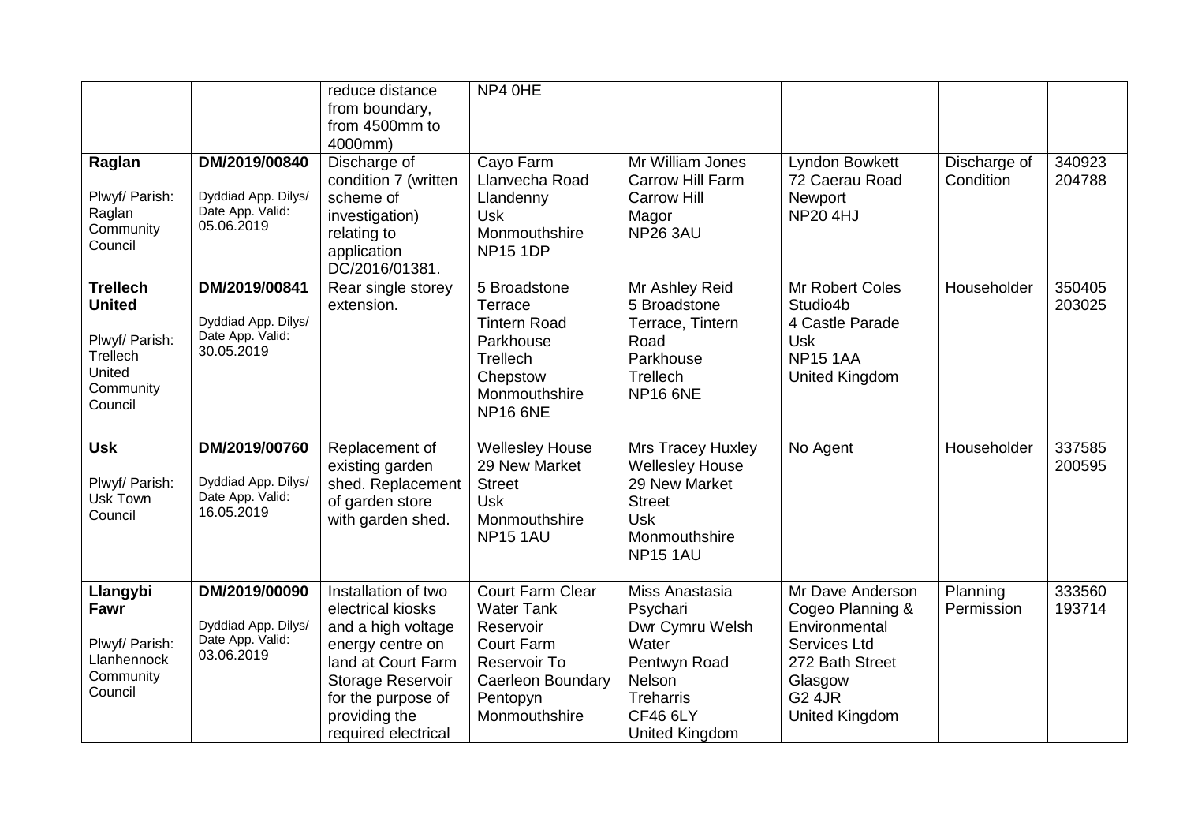| | | | | | | | |
|---|---|---|---|---|---|---|---|
| | | reduce distance from boundary, from 4500mm to 4000mm) | NP4 0HE | | | | |
| **Raglan**<br><br>Plwyf/ Parish: Raglan Community Council | **DM/2019/00840**<br><br>Dyddiad App. Dilys/ Date App. Valid: 05.06.2019 | Discharge of condition 7 (written scheme of investigation) relating to application DC/2016/01381. | Cayo Farm Llanvecha Road Llandenny Usk Monmouthshire NP15 1DP | Mr William Jones Carrow Hill Farm Carrow Hill Magor NP26 3AU | Lyndon Bowkett 72 Caerau Road Newport NP20 4HJ | Discharge of Condition | 340923 204788 |
| **Trellech United**<br><br>Plwyf/ Parish: Trellech United Community Council | **DM/2019/00841**<br><br>Dyddiad App. Dilys/ Date App. Valid: 30.05.2019 | Rear single storey extension. | 5 Broadstone Terrace Tintern Road Parkhouse Trellech Chepstow Monmouthshire NP16 6NE | Mr Ashley Reid 5 Broadstone Terrace, Tintern Road Parkhouse Trellech NP16 6NE | Mr Robert Coles Studio4b 4 Castle Parade Usk NP15 1AA United Kingdom | Householder | 350405 203025 |
| **Usk**<br><br>Plwyf/ Parish: Usk Town Council | **DM/2019/00760**<br><br>Dyddiad App. Dilys/ Date App. Valid: 16.05.2019 | Replacement of existing garden shed. Replacement of garden store with garden shed. | Wellesley House 29 New Market Street Usk Monmouthshire NP15 1AU | Mrs Tracey Huxley Wellesley House 29 New Market Street Usk Monmouthshire NP15 1AU | No Agent | Householder | 337585 200595 |
| **Llangybi Fawr**<br><br>Plwyf/ Parish: Llanhennock Community Council | **DM/2019/00090**<br><br>Dyddiad App. Dilys/ Date App. Valid: 03.06.2019 | Installation of two electrical kiosks and a high voltage energy centre on land at Court Farm Storage Reservoir for the purpose of providing the required electrical | Court Farm Clear Water Tank Reservoir Court Farm Reservoir To Caerleon Boundary Pentopyn Monmouthshire | Miss Anastasia Psychari Dwr Cymru Welsh Water Pentwyn Road Nelson Treharris CF46 6LY United Kingdom | Mr Dave Anderson Cogeo Planning & Environmental Services Ltd 272 Bath Street Glasgow G2 4JR United Kingdom | Planning Permission | 333560 193714 |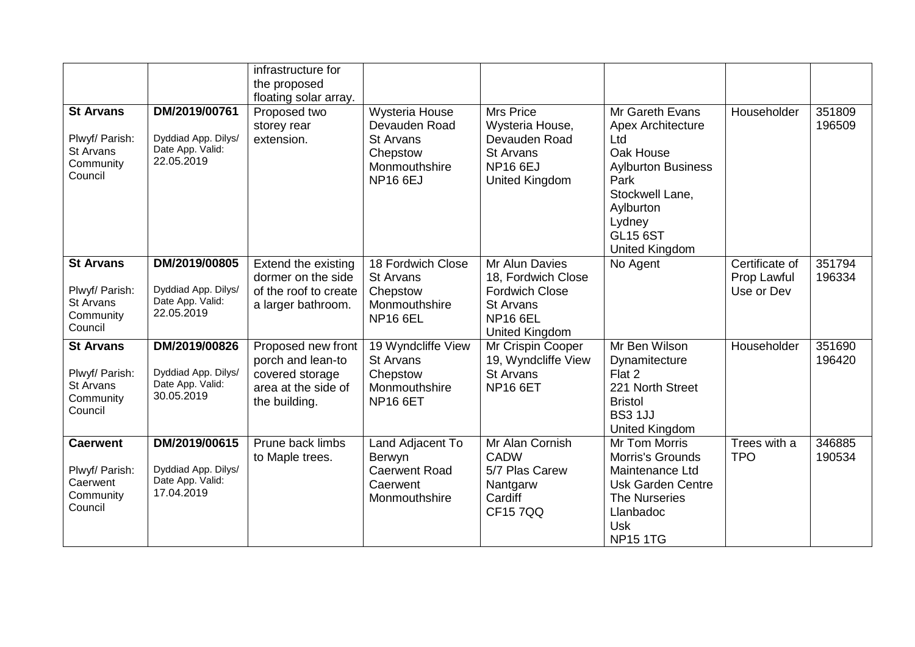| | | | | | | | |
|---|---|---|---|---|---|---|---|
| | | infrastructure for the proposed floating solar array. | | | | | |
| **St Arvans**<br>Plwyf/ Parish: St Arvans Community Council | **DM/2019/00761**<br>Dyddiad App. Dilys/ Date App. Valid: 22.05.2019 | Proposed two storey rear extension. | Wysteria House Devauden Road St Arvans Chepstow Monmouthshire NP16 6EJ | Mrs Price Wysteria House, Devauden Road St Arvans NP16 6EJ United Kingdom | Mr Gareth Evans Apex Architecture Ltd Oak House Aylburton Business Park Stockwell Lane, Aylburton Lydney GL15 6ST United Kingdom | Householder | 351809 196509 |
| **St Arvans**<br>Plwyf/ Parish: St Arvans Community Council | **DM/2019/00805**<br>Dyddiad App. Dilys/ Date App. Valid: 22.05.2019 | Extend the existing dormer on the side of the roof to create a larger bathroom. | 18 Fordwich Close St Arvans Chepstow Monmouthshire NP16 6EL | Mr Alun Davies 18, Fordwich Close Fordwich Close St Arvans NP16 6EL United Kingdom | No Agent | Certificate of Prop Lawful Use or Dev | 351794 196334 |
| **St Arvans**<br>Plwyf/ Parish: St Arvans Community Council | **DM/2019/00826**<br>Dyddiad App. Dilys/ Date App. Valid: 30.05.2019 | Proposed new front porch and lean-to covered storage area at the side of the building. | 19 Wyndcliffe View St Arvans Chepstow Monmouthshire NP16 6ET | Mr Crispin Cooper 19, Wyndcliffe View St Arvans NP16 6ET | Mr Ben Wilson Dynamitecture Flat 2 221 North Street Bristol BS3 1JJ United Kingdom | Householder | 351690 196420 |
| **Caerwent**<br>Plwyf/ Parish: Caerwent Community Council | **DM/2019/00615**<br>Dyddiad App. Dilys/ Date App. Valid: 17.04.2019 | Prune back limbs to Maple trees. | Land Adjacent To Berwyn Caerwent Road Caerwent Monmouthshire | Mr Alan Cornish CADW 5/7 Plas Carew Nantgarw Cardiff CF15 7QQ | Mr Tom Morris Morris's Grounds Maintenance Ltd Usk Garden Centre The Nurseries Llanbadoc Usk NP15 1TG | Trees with a TPO | 346885 190534 |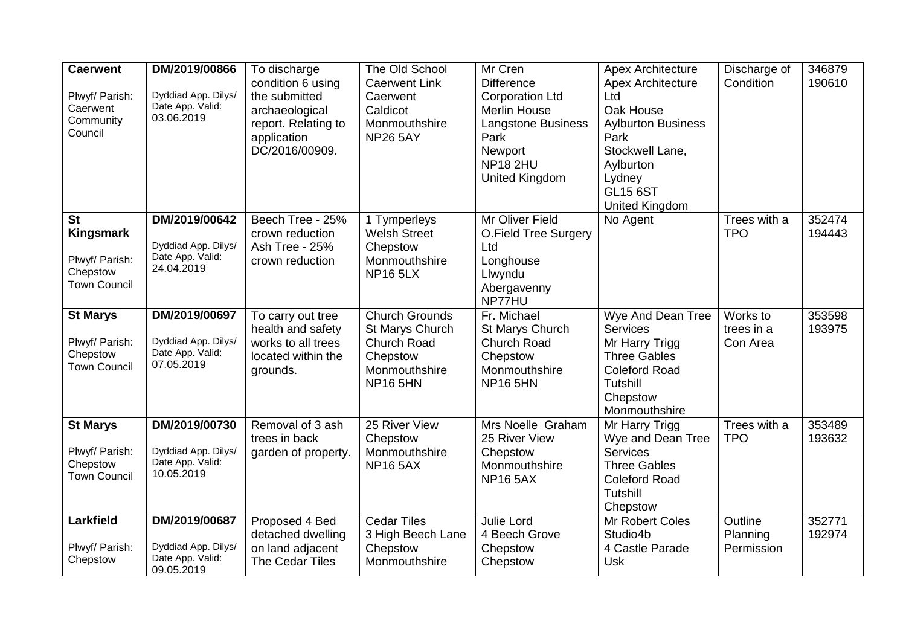| | | | | | | | |
|---|---|---|---|---|---|---|---|
| **Caerwent**<br><br>Plwyf/ Parish: Caerwent Community Council | **DM/2019/00866**<br><br>Dyddiad App. Dilys/ Date App. Valid: 03.06.2019 | To discharge condition 6 using the submitted archaeological report. Relating to application DC/2016/00909. | The Old School Caerwent Link Caerwent Caldicot Monmouthshire NP26 5AY | Mr Cren Difference Corporation Ltd Merlin House Langstone Business Park Newport NP18 2HU United Kingdom | Apex Architecture Apex Architecture Ltd Oak House Aylburton Business Park Stockwell Lane, Aylburton Lydney GL15 6ST United Kingdom | Discharge of Condition | 346879 190610 |
| **St Kingsmark**<br><br>Plwyf/ Parish: Chepstow Town Council | **DM/2019/00642**<br><br>Dyddiad App. Dilys/ Date App. Valid: 24.04.2019 | Beech Tree - 25% crown reduction Ash Tree - 25% crown reduction | 1 Tymperleys Welsh Street Chepstow Monmouthshire NP16 5LX | Mr Oliver Field O.Field Tree Surgery Ltd Longhouse Llwyndu Abergavenny NP77HU | No Agent | Trees with a TPO | 352474 194443 |
| **St Marys**<br><br>Plwyf/ Parish: Chepstow Town Council | **DM/2019/00697**<br><br>Dyddiad App. Dilys/ Date App. Valid: 07.05.2019 | To carry out tree health and safety works to all trees located within the grounds. | Church Grounds St Marys Church Church Road Chepstow Monmouthshire NP16 5HN | Fr. Michael St Marys Church Church Road Chepstow Monmouthshire NP16 5HN | Wye And Dean Tree Services Mr Harry Trigg Three Gables Coleford Road Tutshill Chepstow Monmouthshire | Works to trees in a Con Area | 353598 193975 |
| **St Marys**<br><br>Plwyf/ Parish: Chepstow Town Council | **DM/2019/00730**<br><br>Dyddiad App. Dilys/ Date App. Valid: 10.05.2019 | Removal of 3 ash trees in back garden of property. | 25 River View Chepstow Monmouthshire NP16 5AX | Mrs Noelle Graham 25 River View Chepstow Monmouthshire NP16 5AX | Mr Harry Trigg Wye and Dean Tree Services Three Gables Coleford Road Tutshill Chepstow | Trees with a TPO | 353489 193632 |
| **Larkfield**<br><br>Plwyf/ Parish: Chepstow | **DM/2019/00687**<br><br>Dyddiad App. Dilys/ Date App. Valid: 09.05.2019 | Proposed 4 Bed detached dwelling on land adjacent The Cedar Tiles | Cedar Tiles 3 High Beech Lane Chepstow Monmouthshire | Julie Lord 4 Beech Grove Chepstow Chepstow | Mr Robert Coles Studio4b 4 Castle Parade Usk | Outline Planning Permission | 352771 192974 |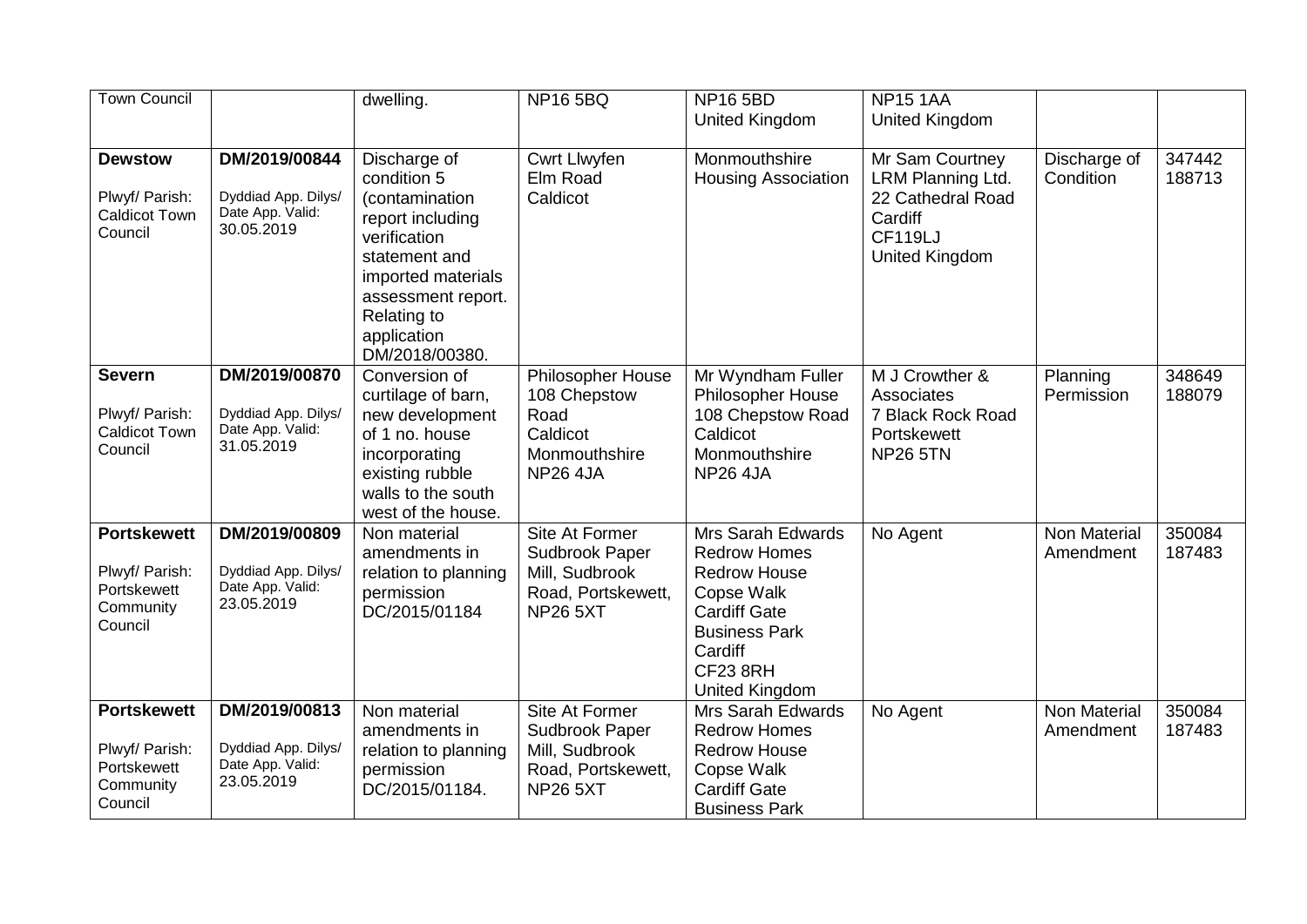| Town Council | | dwelling. | NP16 5BQ | NP16 5BD United Kingdom | NP15 1AA United Kingdom | | |
|---|---|---|---|---|---|---|---|
| **Dewstow** Plwyf/ Parish: Caldicot Town Council | **DM/2019/00844** Dyddiad App. Dilys/ Date App. Valid: 30.05.2019 | Discharge of condition 5 (contamination report including verification statement and imported materials assessment report. Relating to application DM/2018/00380. | Cwrt Llwyfen Elm Road Caldicot | Monmouthshire Housing Association | Mr Sam Courtney LRM Planning Ltd. 22 Cathedral Road Cardiff CF119LJ United Kingdom | Discharge of Condition | 347442 188713 |
| **Severn** Plwyf/ Parish: Caldicot Town Council | **DM/2019/00870** Dyddiad App. Dilys/ Date App. Valid: 31.05.2019 | Conversion of curtilage of barn, new development of 1 no. house incorporating existing rubble walls to the south west of the house. | Philosopher House 108 Chepstow Road Caldicot Monmouthshire NP26 4JA | Mr Wyndham Fuller Philosopher House 108 Chepstow Road Caldicot Monmouthshire NP26 4JA | M J Crowther & Associates 7 Black Rock Road Portskewett NP26 5TN | Planning Permission | 348649 188079 |
| **Portskewett** Plwyf/ Parish: Portskewett Community Council | **DM/2019/00809** Dyddiad App. Dilys/ Date App. Valid: 23.05.2019 | Non material amendments in relation to planning permission DC/2015/01184 | Site At Former Sudbrook Paper Mill, Sudbrook Road, Portskewett, NP26 5XT | Mrs Sarah Edwards Redrow Homes Redrow House Copse Walk Cardiff Gate Business Park Cardiff CF23 8RH United Kingdom | No Agent | Non Material Amendment | 350084 187483 |
| **Portskewett** Plwyf/ Parish: Portskewett Community Council | **DM/2019/00813** Dyddiad App. Dilys/ Date App. Valid: 23.05.2019 | Non material amendments in relation to planning permission DC/2015/01184. | Site At Former Sudbrook Paper Mill, Sudbrook Road, Portskewett, NP26 5XT | Mrs Sarah Edwards Redrow Homes Redrow House Copse Walk Cardiff Gate Business Park | No Agent | Non Material Amendment | 350084 187483 |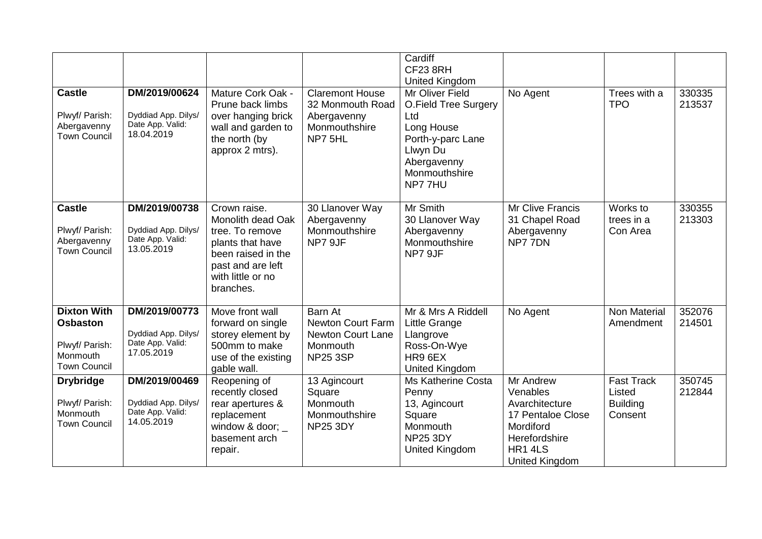| | | | | | | | |
|---|---|---|---|---|---|---|---|
| | | | | Cardiff<br>CF23 8RH<br>United Kingdom | | | |
| **Castle**<br><br>Plwyf/ Parish:<br>Abergavenny Town Council | DM/2019/00624<br><br>Dyddiad App. Dilys/ Date App. Valid:<br>18.04.2019 | Mature Cork Oak - Prune back limbs over hanging brick wall and garden to the north (by approx 2 mtrs). | Claremont House<br>32 Monmouth Road<br>Abergavenny<br>Monmouthshire<br>NP7 5HL | Mr Oliver Field<br>O.Field Tree Surgery Ltd<br>Long House<br>Porth-y-parc Lane<br>Llwyn Du<br>Abergavenny<br>Monmouthshire<br>NP7 7HU | No Agent | Trees with a TPO | 330335<br>213537 |
| **Castle**<br><br>Plwyf/ Parish:<br>Abergavenny Town Council | DM/2019/00738<br><br>Dyddiad App. Dilys/ Date App. Valid:<br>13.05.2019 | Crown raise. Monolith dead Oak tree. To remove plants that have been raised in the past and are left with little or no branches. | 30 Llanover Way<br>Abergavenny<br>Monmouthshire<br>NP7 9JF | Mr Smith<br>30 Llanover Way<br>Abergavenny<br>Monmouthshire<br>NP7 9JF | Mr Clive Francis<br>31 Chapel Road<br>Abergavenny<br>NP7 7DN | Works to trees in a Con Area | 330355<br>213303 |
| **Dixton With Osbaston**<br><br>Plwyf/ Parish:<br>Monmouth Town Council | DM/2019/00773<br><br>Dyddiad App. Dilys/ Date App. Valid:<br>17.05.2019 | Move front wall forward on single storey element by 500mm to make use of the existing gable wall. | Barn At<br>Newton Court Farm<br>Newton Court Lane<br>Monmouth<br>NP25 3SP | Mr & Mrs A Riddell<br>Little Grange<br>Llangrove<br>Ross-On-Wye<br>HR9 6EX<br>United Kingdom | No Agent | Non Material Amendment | 352076<br>214501 |
| **Drybridge**<br><br>Plwyf/ Parish:<br>Monmouth Town Council | DM/2019/00469<br><br>Dyddiad App. Dilys/ Date App. Valid:<br>14.05.2019 | Reopening of recently closed rear apertures & replacement window & door; _ basement arch repair. | 13 Agincourt Square<br>Monmouth<br>Monmouthshire<br>NP25 3DY | Ms Katherine Costa Penny<br>13, Agincourt Square<br>Monmouth<br>NP25 3DY<br>United Kingdom | Mr Andrew Venables<br>Avarchitecture<br>17 Pentaloe Close<br>Mordiford<br>Herefordshire<br>HR1 4LS<br>United Kingdom | Fast Track Listed Building Consent | 350745<br>212844 |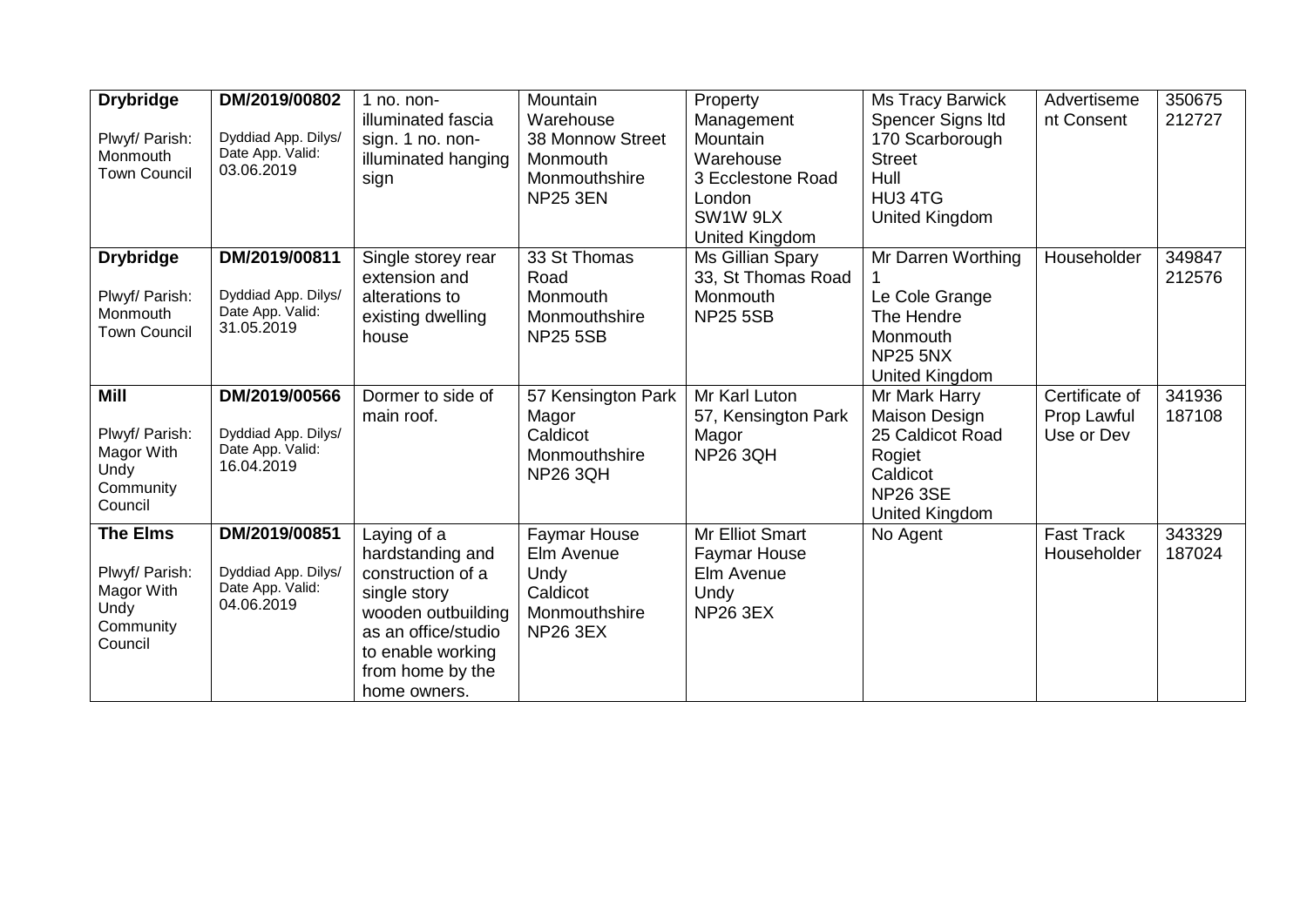| **Drybridge**<br><br>Plwyf/ Parish: Monmouth Town Council | **DM/2019/00802**<br><br>Dyddiad App. Dilys/ Date App. Valid: 03.06.2019 | 1 no. non-illuminated fascia sign. 1 no. non-illuminated hanging sign | Mountain Warehouse<br>38 Monnow Street<br>Monmouth<br>Monmouthshire<br>NP25 3EN | Property Management<br>Mountain Warehouse<br>3 Ecclestone Road<br>London<br>SW1W 9LX<br>United Kingdom | Ms Tracy Barwick<br>Spencer Signs ltd<br>170 Scarborough Street<br>Hull<br>HU3 4TG<br>United Kingdom | Advertisement Consent | 350675<br>212727 |
|---|---|---|---|---|---|---|---|
| **Drybridge**<br><br>Plwyf/ Parish: Monmouth Town Council | **DM/2019/00811**<br><br>Dyddiad App. Dilys/ Date App. Valid: 31.05.2019 | Single storey rear extension and alterations to existing dwelling house | 33 St Thomas Road<br>Monmouth<br>Monmouthshire<br>NP25 5SB | Ms Gillian Spary<br>33, St Thomas Road<br>Monmouth<br>NP25 5SB | Mr Darren Worthing<br>1<br>Le Cole Grange<br>The Hendre<br>Monmouth<br>NP25 5NX<br>United Kingdom | Householder | 349847<br>212576 |
| **Mill**<br><br>Plwyf/ Parish: Magor With Undy Community Council | **DM/2019/00566**<br><br>Dyddiad App. Dilys/ Date App. Valid: 16.04.2019 | Dormer to side of main roof. | 57 Kensington Park<br>Magor<br>Caldicot<br>Monmouthshire<br>NP26 3QH | Mr Karl Luton<br>57, Kensington Park<br>Magor<br>NP26 3QH | Mr Mark Harry<br>Maison Design<br>25 Caldicot Road<br>Rogiet<br>Caldicot<br>NP26 3SE<br>United Kingdom | Certificate of Prop Lawful Use or Dev | 341936<br>187108 |
| **The Elms**<br><br>Plwyf/ Parish: Magor With Undy Community Council | **DM/2019/00851**<br><br>Dyddiad App. Dilys/ Date App. Valid: 04.06.2019 | Laying of a hardstanding and construction of a single story wooden outbuilding as an office/studio to enable working from home by the home owners. | Faymar House<br>Elm Avenue<br>Undy<br>Caldicot<br>Monmouthshire<br>NP26 3EX | Mr Elliot Smart<br>Faymar House<br>Elm Avenue<br>Undy<br>NP26 3EX | No Agent | Fast Track Householder | 343329<br>187024 |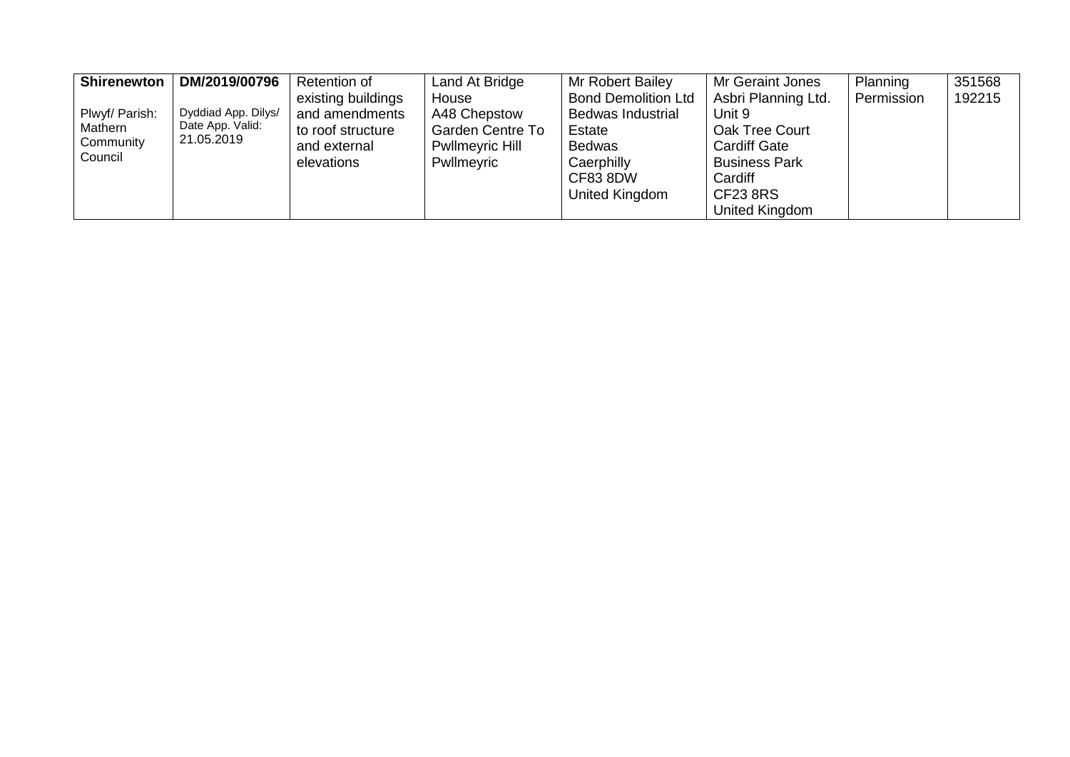| | | | | | | | |
|---|---|---|---|---|---|---|---|
| **Shirenewton**<br><br>Plwyf/ Parish: Mathern Community Council | **DM/2019/00796**<br><br>Dyddiad App. Dilys/ Date App. Valid: 21.05.2019 | Retention of existing buildings and amendments to roof structure and external elevations | Land At Bridge House A48 Chepstow Garden Centre To Pwllmeyric Hill Pwllmeyric | Mr Robert Bailey Bond Demolition Ltd Bedwas Industrial Estate Bedwas Caerphilly CF83 8DW United Kingdom | Mr Geraint Jones Asbri Planning Ltd. Unit 9 Oak Tree Court Cardiff Gate Business Park Cardiff CF23 8RS United Kingdom | Planning Permission | 351568 192215 |